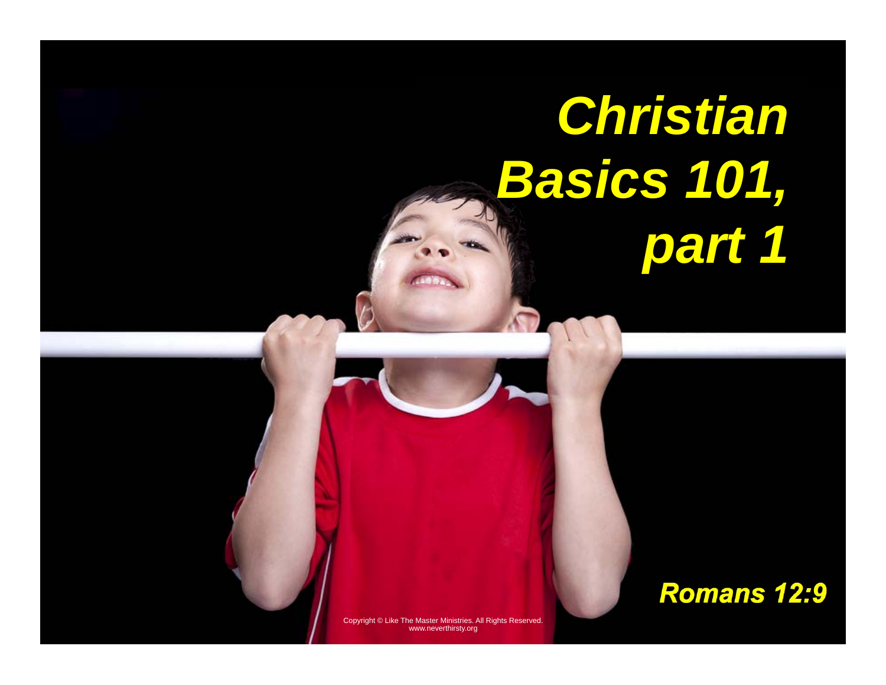# *Christian Basics 101, part 1*

***Romans 12:9***

Copyright © Like The Master Ministries. All Rights Reserved.
www.neverthirsty.org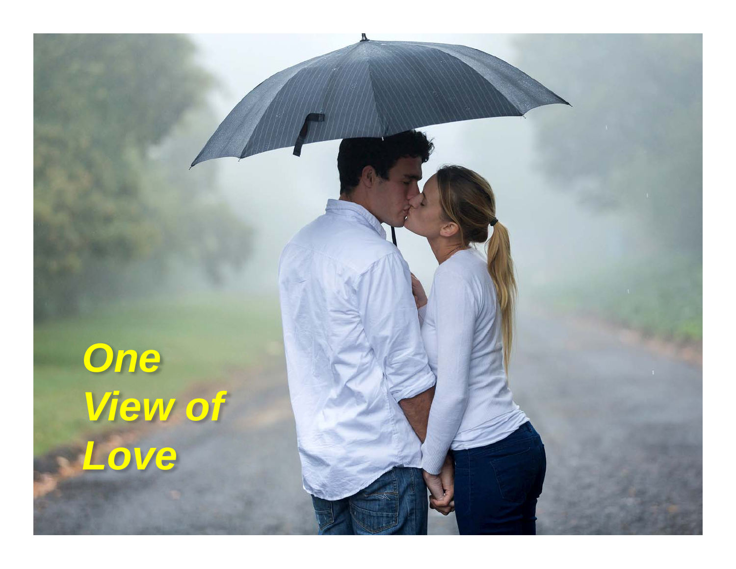***One View of Love***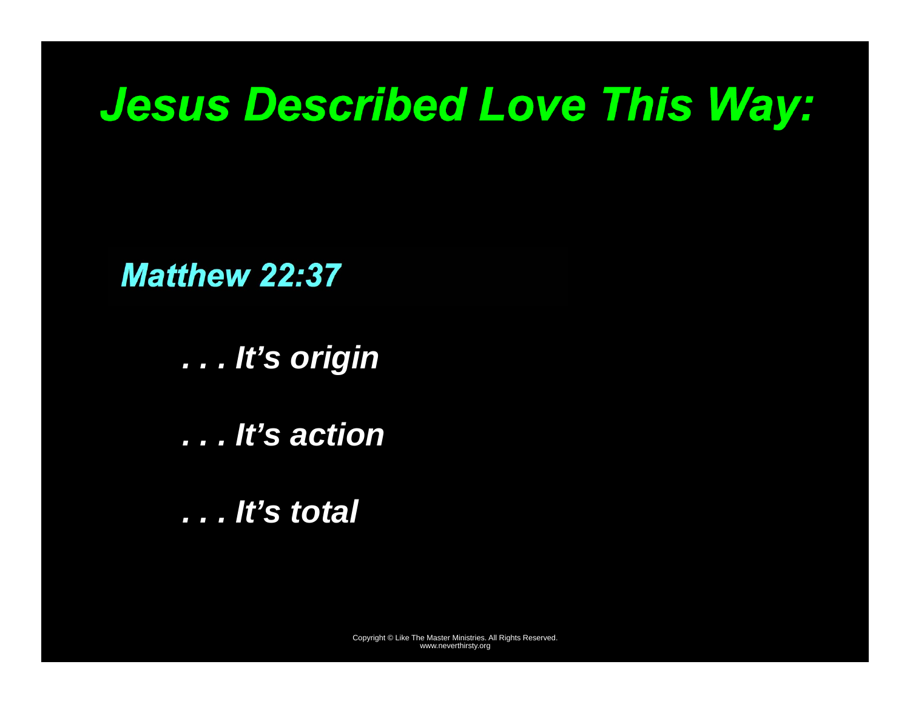# Jesus Described Love This Way:

***Matthew 22:37***

***. . . It's origin***

***. . . It's action***

***. . . It's total***

Copyright © Like The Master Ministries. All Rights Reserved.
www.neverthirsty.org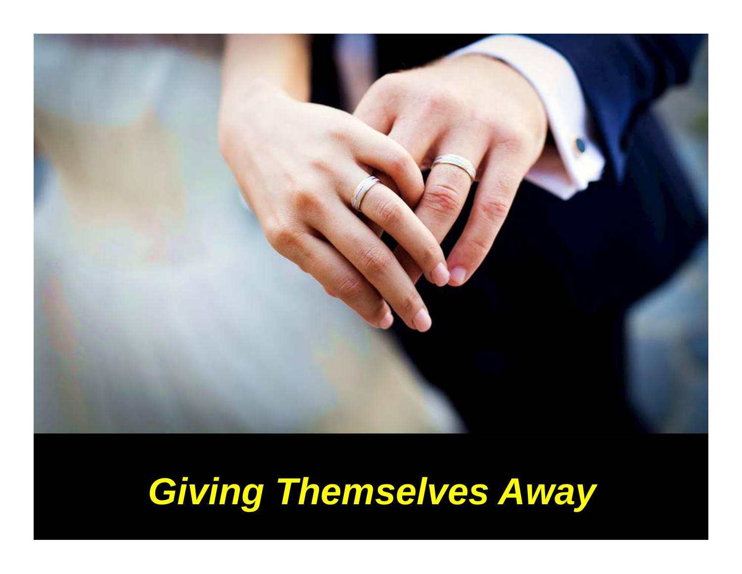*Giving Themselves Away*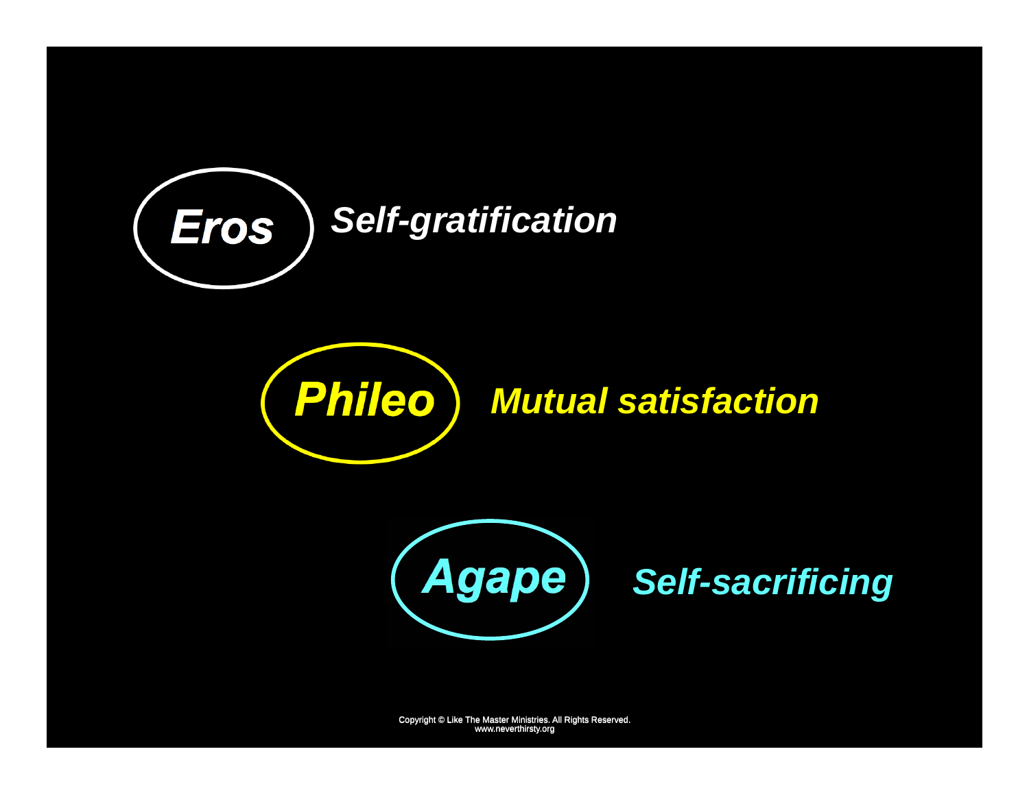***Eros*** *Self-gratification*

***Phileo*** *Mutual satisfaction*

***Agape*** *Self-sacrificing*

Copyright © Like The Master Ministries. All Rights Reserved.
www.neverthirsty.org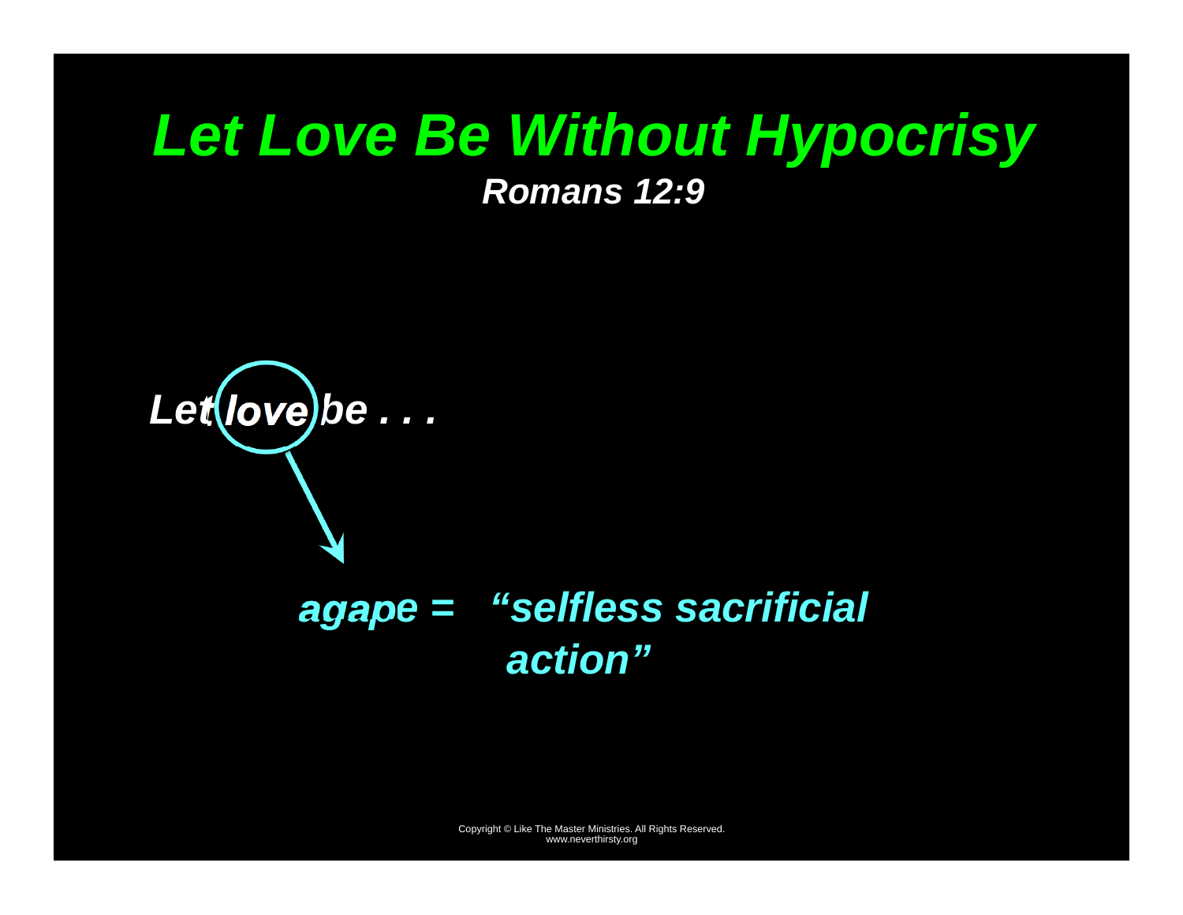# *Let Love Be Without Hypocrisy*

***Romans 12:9***

***Let love be . . .***

***agape = "selfless sacrificial action"***

Copyright © Like The Master Ministries. All Rights Reserved.
www.neverthirsty.org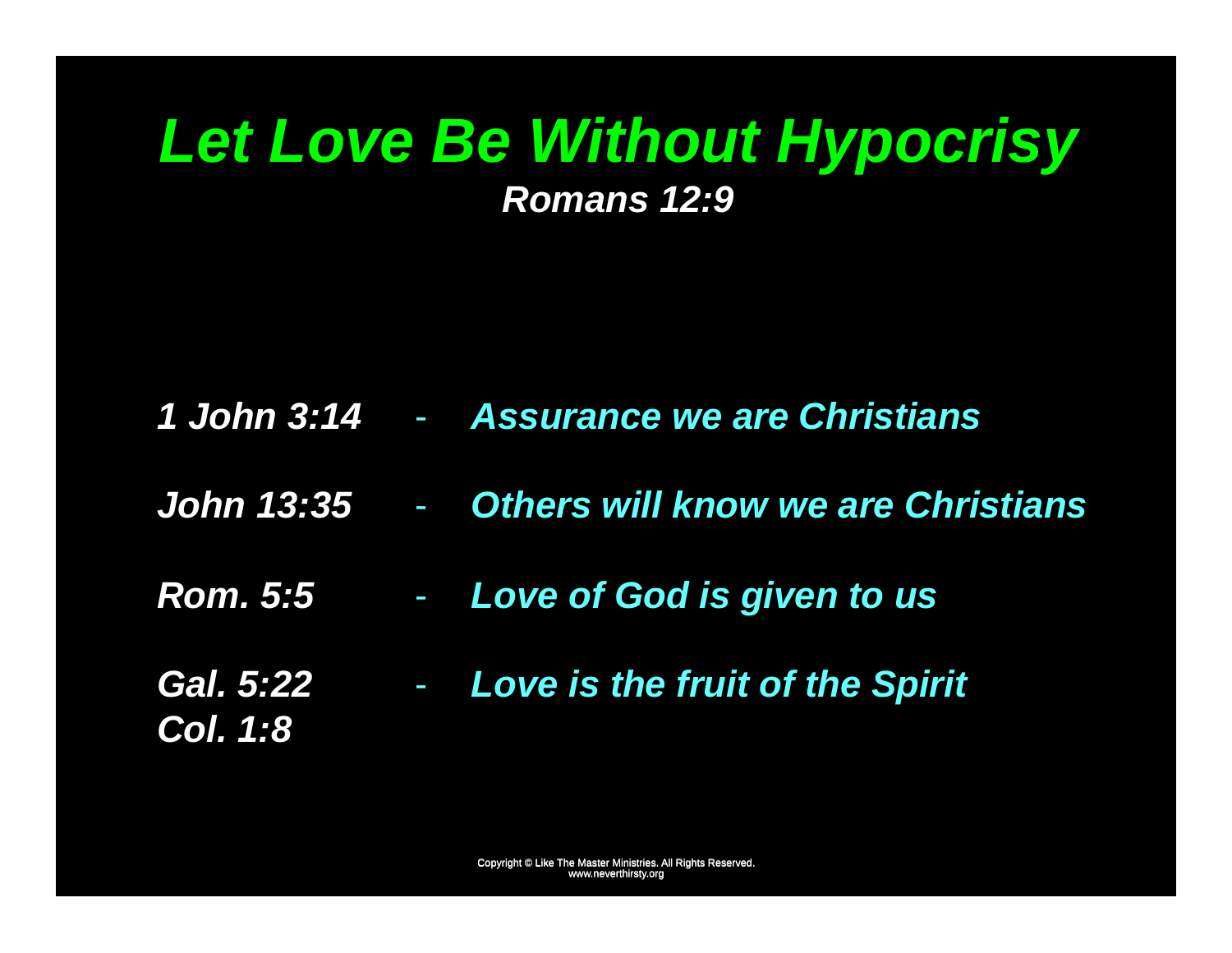# *Let Love Be Without Hypocrisy*

***Romans 12:9***

***1 John 3:14*** - ***Assurance we are Christians***

***John 13:35*** - ***Others will know we are Christians***

***Rom. 5:5*** - ***Love of God is given to us***

***Gal. 5:22*** - ***Love is the fruit of the Spirit***
***Col. 1:8***

Copyright © Like The Master Ministries. All Rights Reserved.
www.neverthirsty.org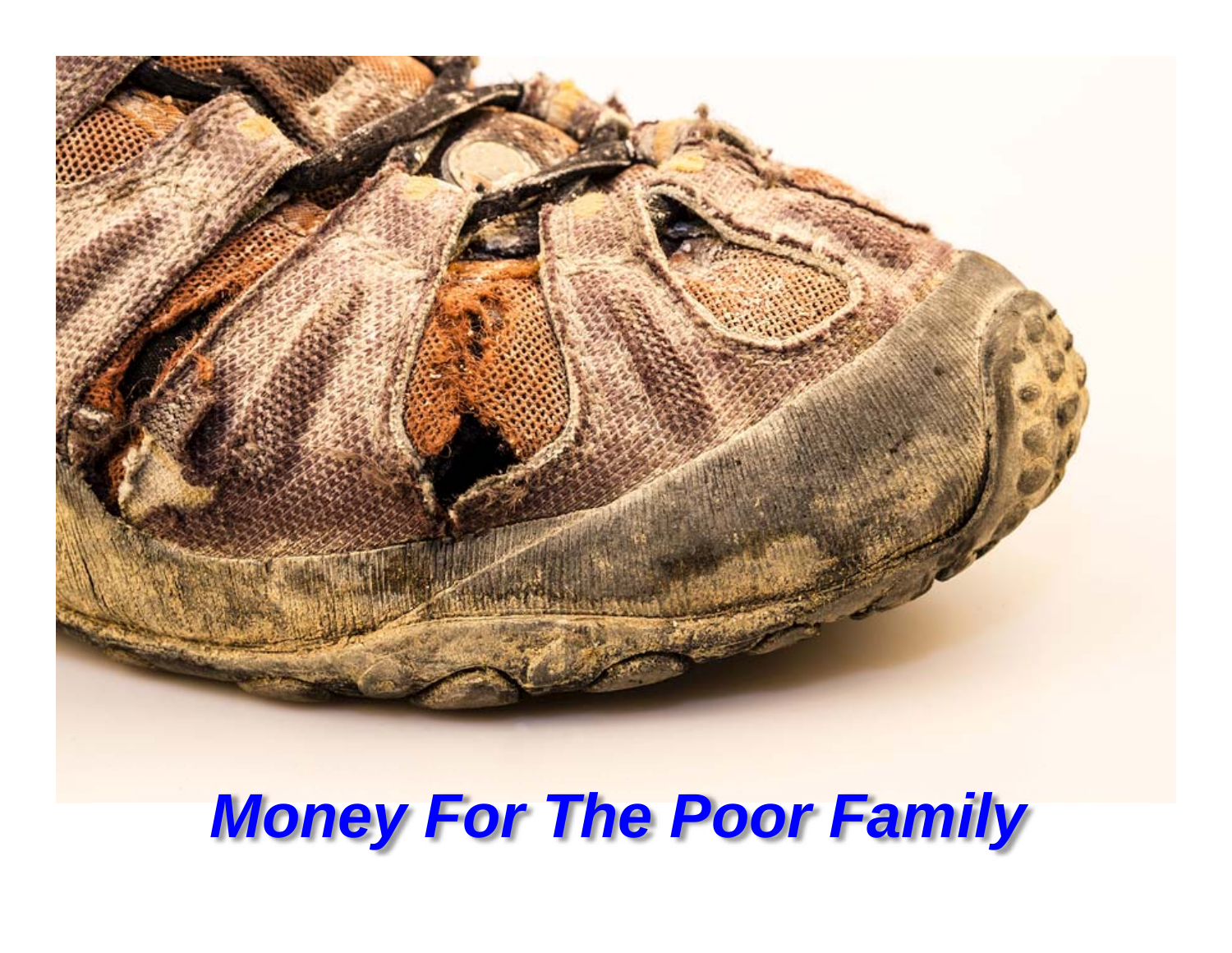***Money For The Poor Family***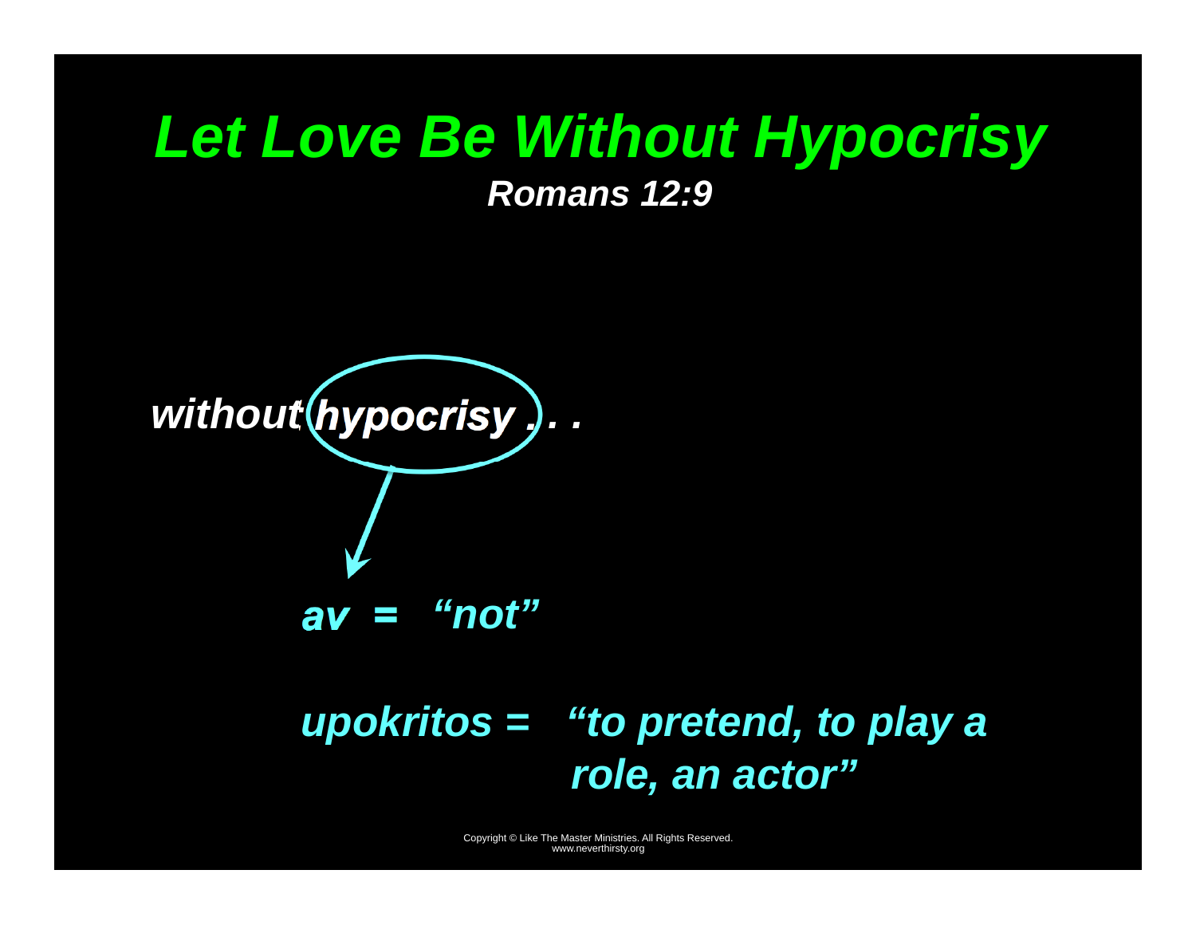# *Let Love Be Without Hypocrisy*

***Romans 12:9***

***without hypocrisy . . .***

***av = "not"***

***upokritos = "to pretend, to play a role, an actor"***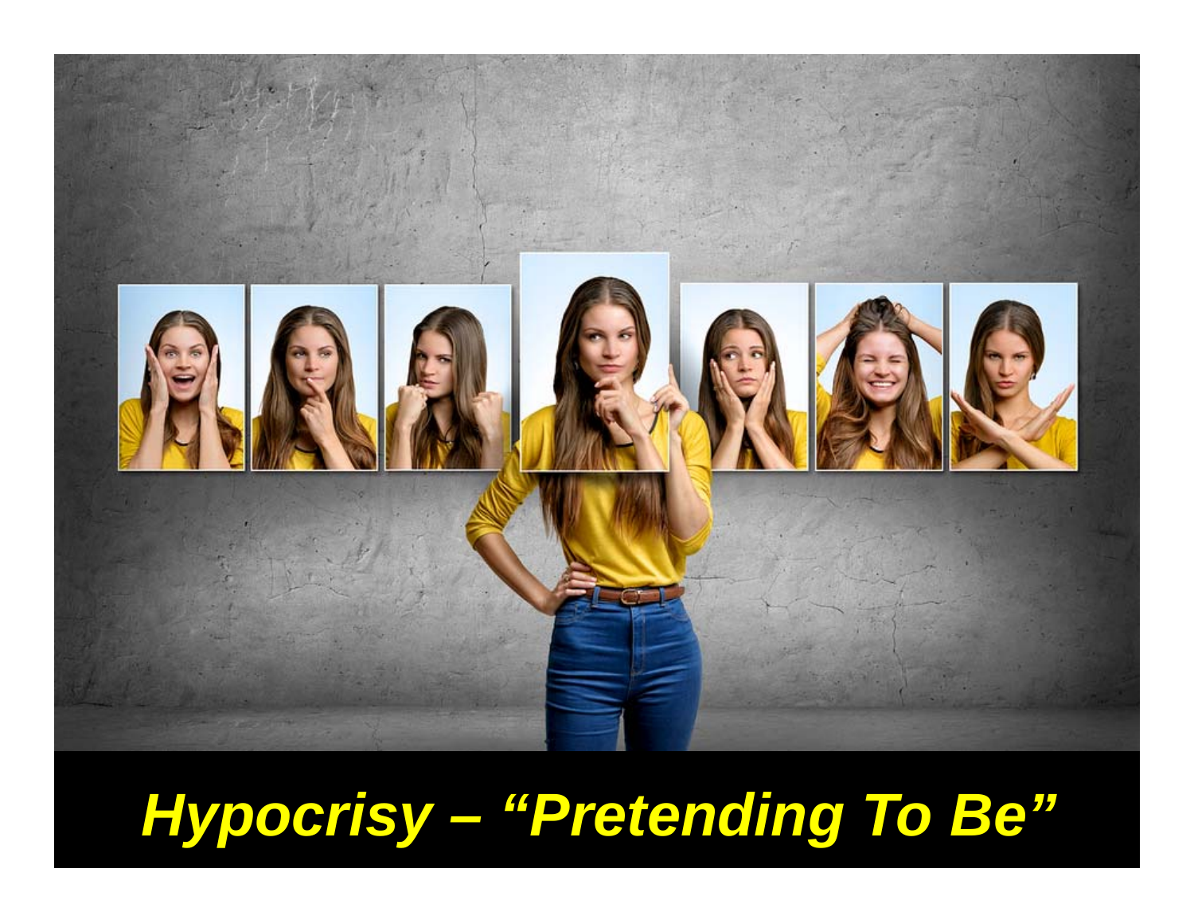***Hypocrisy – "Pretending To Be"***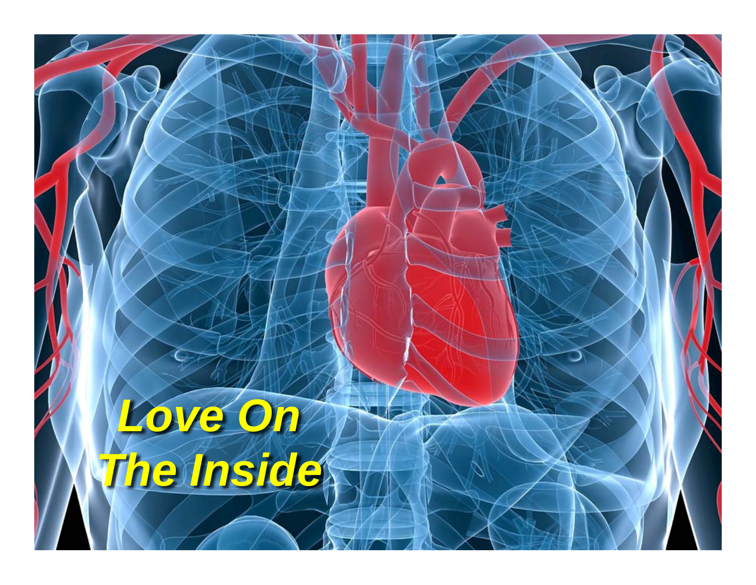Love On The Inside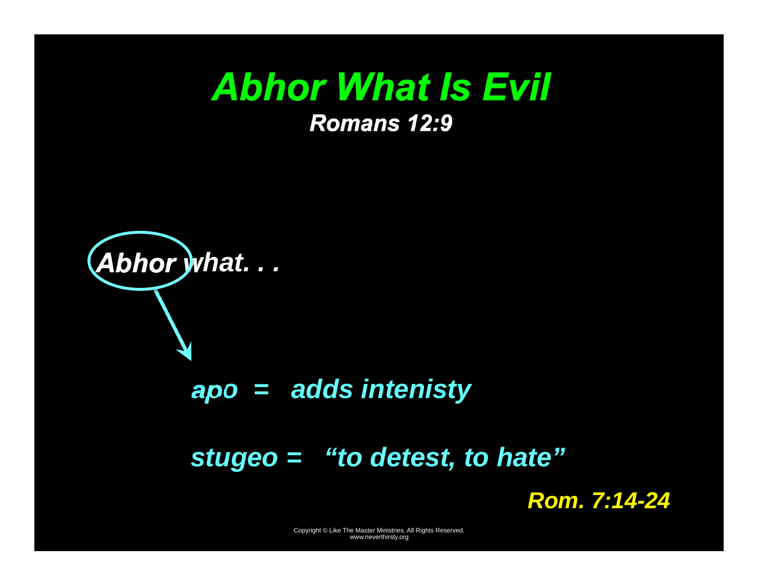# *Abhor What Is Evil*

***Romans 12:9***

***Abhor what. . .***

***apo = adds intenisty***

***stugeo = "to detest, to hate"***

***Rom. 7:14-24***

Copyright © Like The Master Ministries. All Rights Reserved.
www.neverthirsty.org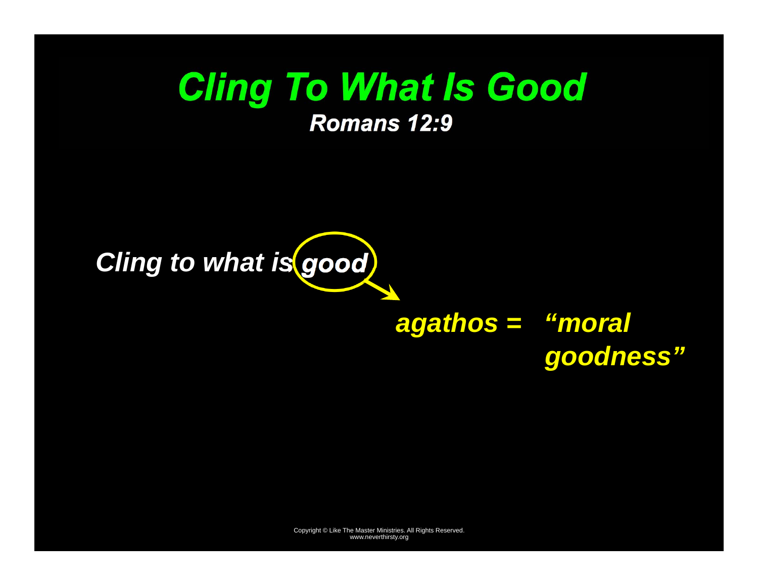# Cling To What Is Good

**Romans 12:9**

*Cling to what is* ***good***

***agathos = "moral goodness"***

Copyright © Like The Master Ministries. All Rights Reserved.
www.neverthirsty.org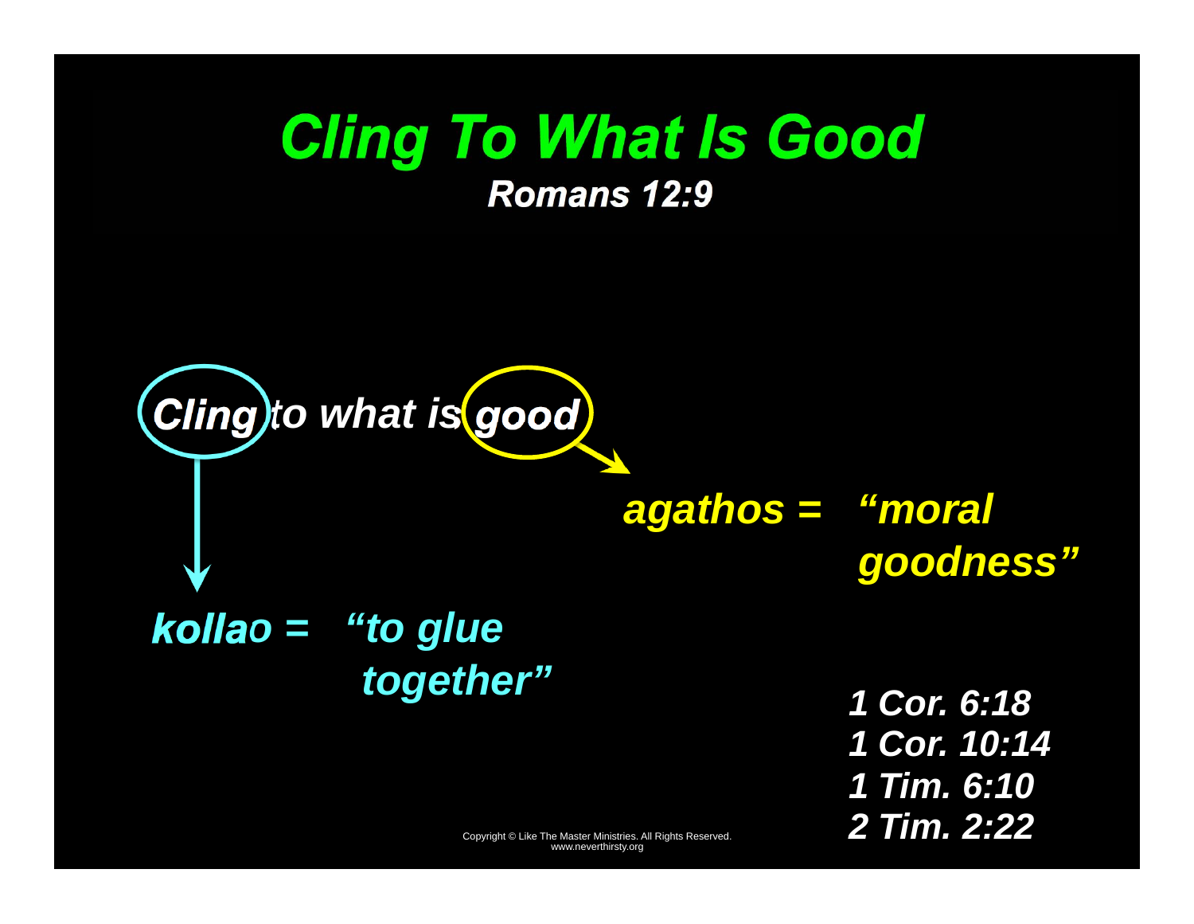# Cling To What Is Good

### Romans 12:9

*Cling to what is good*

***kollao* = "to glue together"**

***agathos* = "moral goodness"**

**1 Cor. 6:18**
**1 Cor. 10:14**
**1 Tim. 6:10**
**2 Tim. 2:22**

Copyright © Like The Master Ministries. All Rights Reserved.
www.neverthirsty.org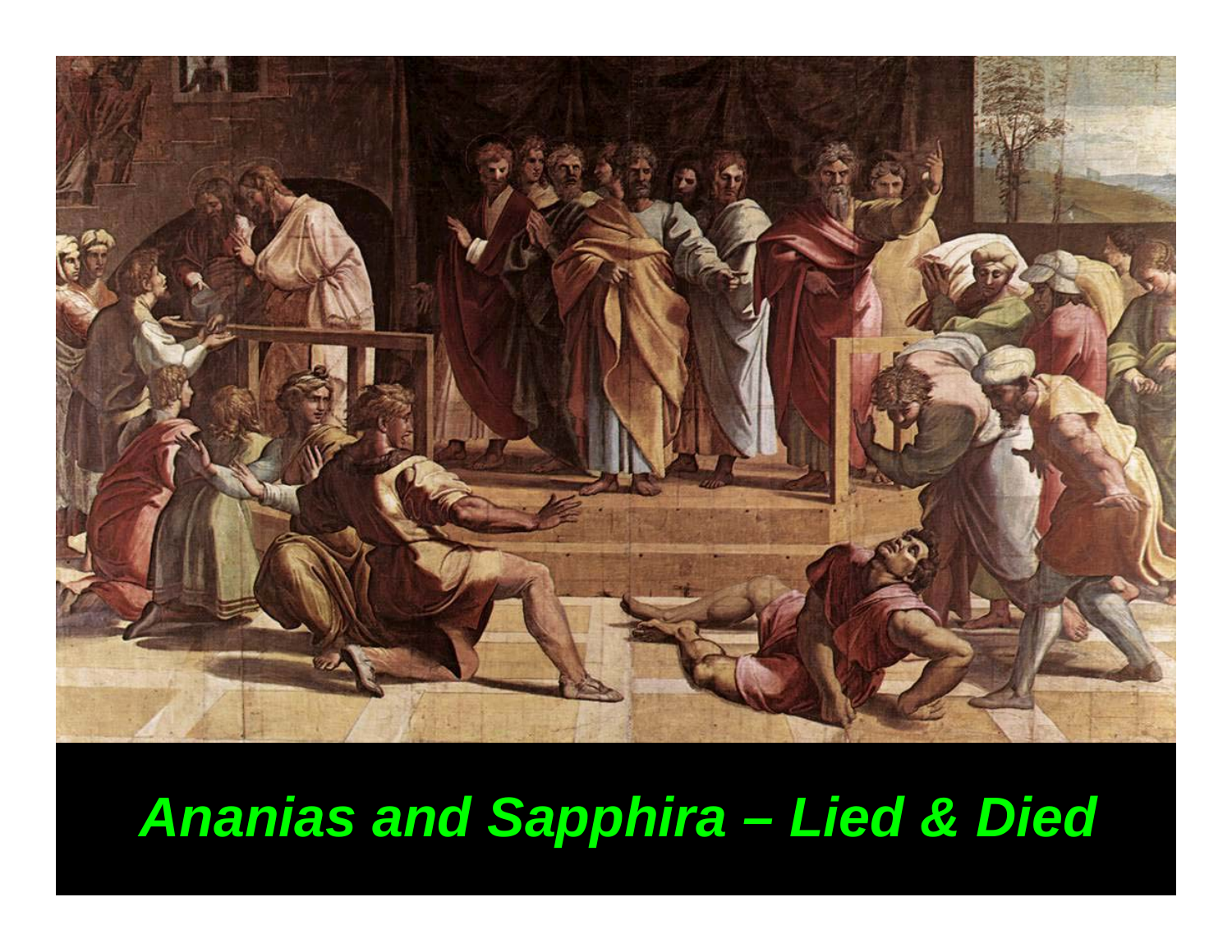*Ananias and Sapphira – Lied & Died*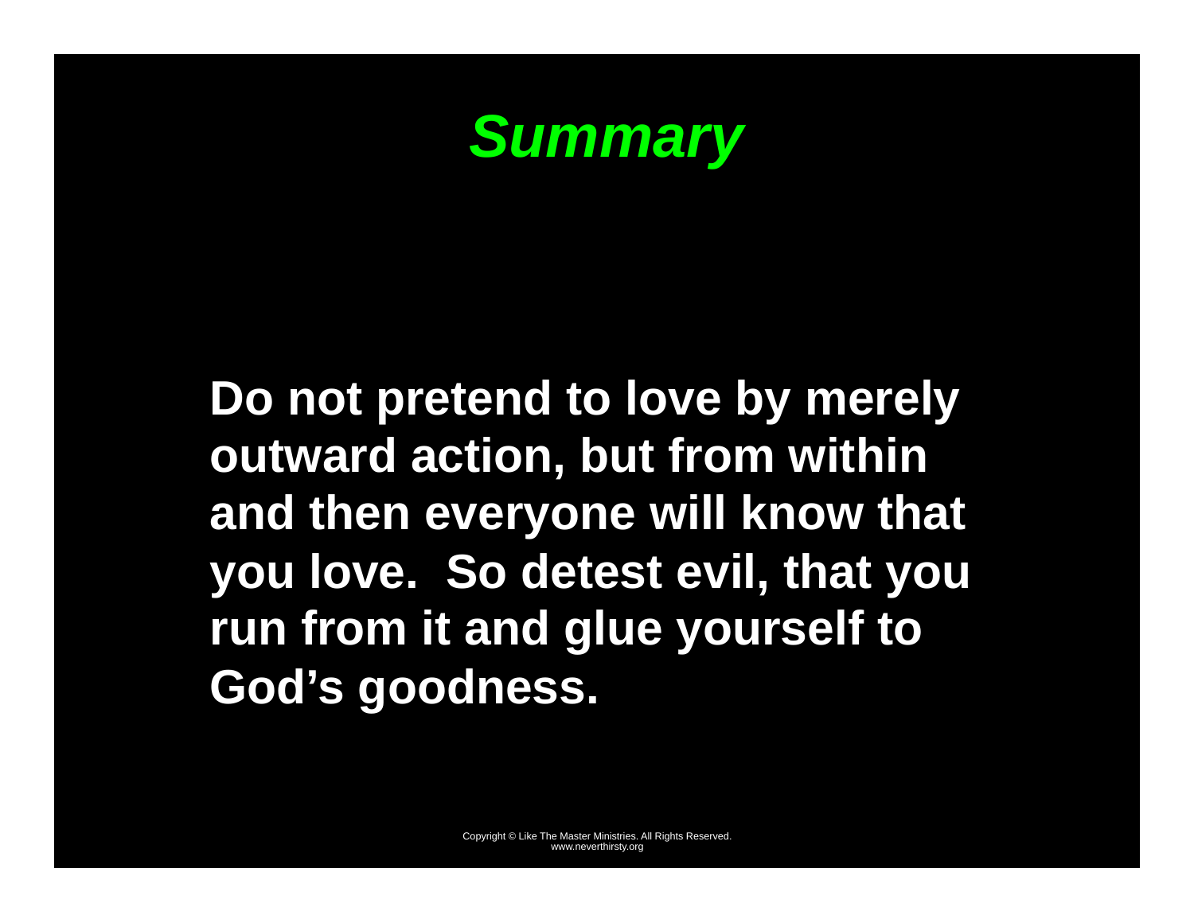# *Summary*

**Do not pretend to love by merely outward action, but from within and then everyone will know that you love. So detest evil, that you run from it and glue yourself to God's goodness.**

Copyright © Like The Master Ministries. All Rights Reserved.
www.neverthirsty.org